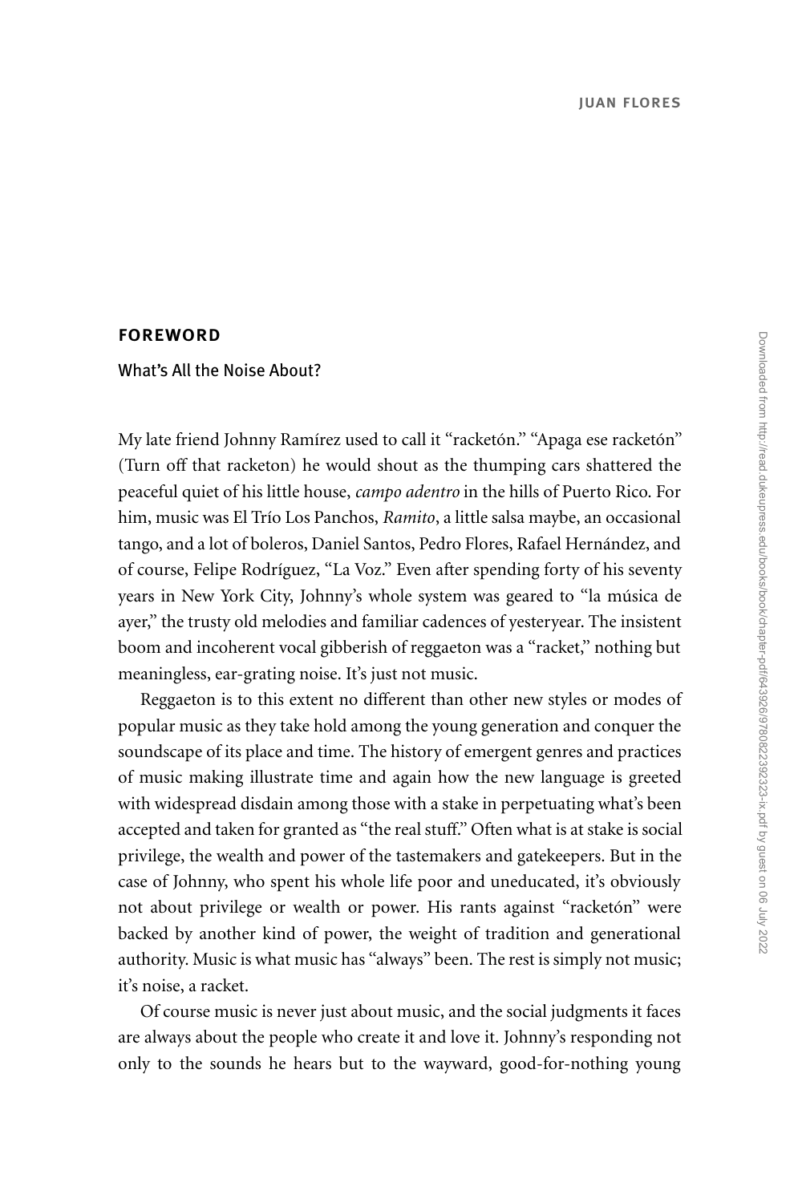JUAN FLORES

## FOREWORD

### What's All the Noise About?

My late friend Johnny Ramírez used to call it "racketón." "Apaga ese racketón" (Turn off that racketon) he would shout as the thumping cars shattered the peaceful quiet of his little house, *campo adentro* in the hills of Puerto Rico. For him, music was El Trío Los Panchos, *Ramito*, a little salsa maybe, an occasional tango, and a lot of boleros, Daniel Santos, Pedro Flores, Rafael Hernández, and of course, Felipe Rodríguez, "La Voz." Even after spending forty of his seventy years in New York City, Johnny's whole system was geared to "la música de ayer," the trusty old melodies and familiar cadences of yesteryear. The insistent boom and incoherent vocal gibberish of reggaeton was a "racket," nothing but meaningless, ear-grating noise. It's just not music.

Reggaeton is to this extent no different than other new styles or modes of popular music as they take hold among the young generation and conquer the soundscape of its place and time. The history of emergent genres and practices of music making illustrate time and again how the new language is greeted with widespread disdain among those with a stake in perpetuating what's been accepted and taken for granted as "the real stuff." Often what is at stake is social privilege, the wealth and power of the tastemakers and gatekeepers. But in the case of Johnny, who spent his whole life poor and uneducated, it's obviously not about privilege or wealth or power. His rants against "racketón" were backed by another kind of power, the weight of tradition and generational authority. Music is what music has "always" been. The rest is simply not music; it's noise, a racket.

Of course music is never just about music, and the social judgments it faces are always about the people who create it and love it. Johnny's responding not only to the sounds he hears but to the wayward, good-for-nothing young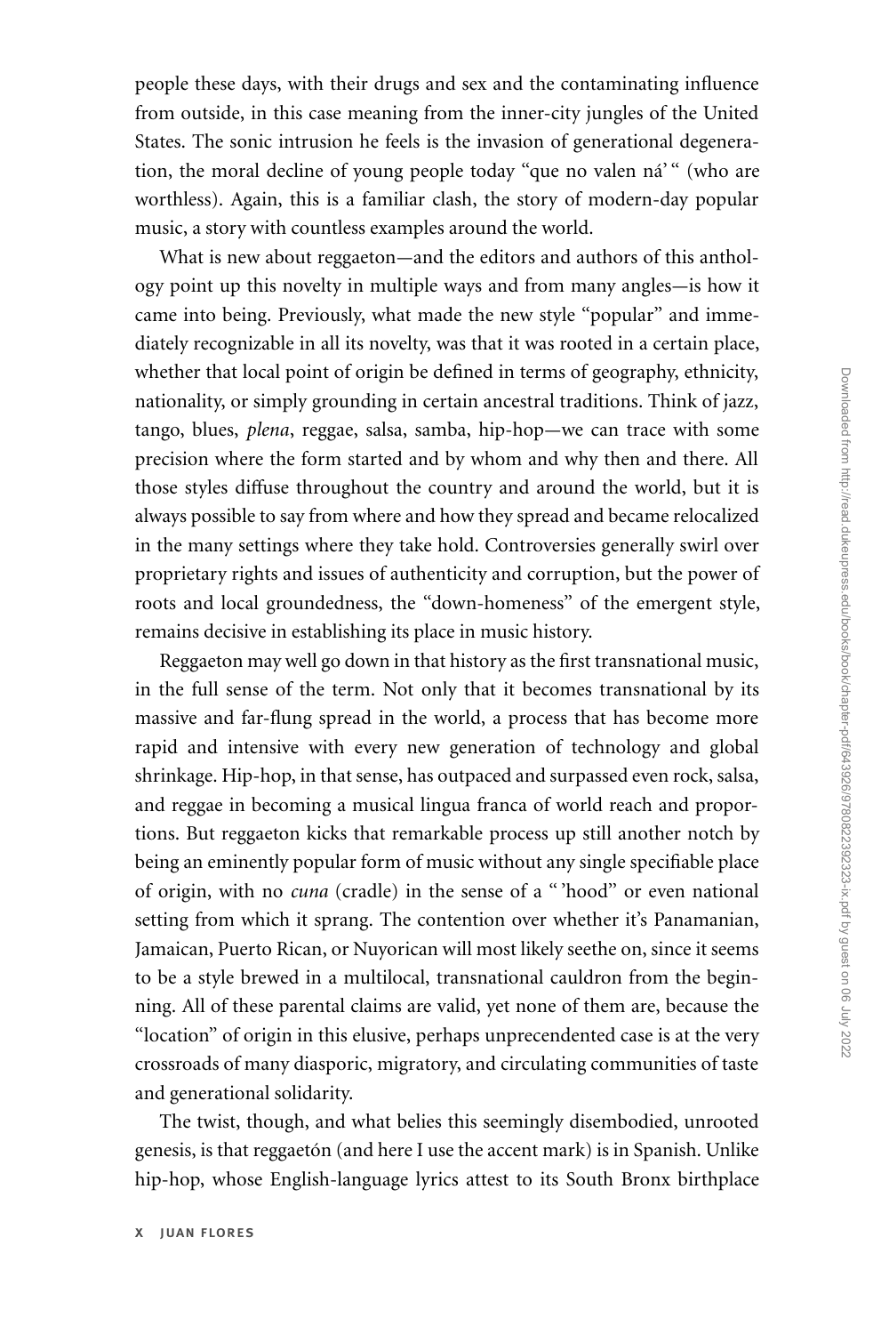people these days, with their drugs and sex and the contaminating influence from outside, in this case meaning from the inner-city jungles of the United States. The sonic intrusion he feels is the invasion of generational degeneration, the moral decline of young people today "que no valen ná' " (who are worthless). Again, this is a familiar clash, the story of modern-day popular music, a story with countless examples around the world.

What is new about reggaeton—and the editors and authors of this anthology point up this novelty in multiple ways and from many angles—is how it came into being. Previously, what made the new style "popular" and immediately recognizable in all its novelty, was that it was rooted in a certain place, whether that local point of origin be defined in terms of geography, ethnicity, nationality, or simply grounding in certain ancestral traditions. Think of jazz, tango, blues, *plena*, reggae, salsa, samba, hip-hop—we can trace with some precision where the form started and by whom and why then and there. All those styles diffuse throughout the country and around the world, but it is always possible to say from where and how they spread and became relocalized in the many settings where they take hold. Controversies generally swirl over proprietary rights and issues of authenticity and corruption, but the power of roots and local groundedness, the "down-homeness" of the emergent style, remains decisive in establishing its place in music history.

Reggaeton may well go down in that history as the first transnational music, in the full sense of the term. Not only that it becomes transnational by its massive and far-flung spread in the world, a process that has become more rapid and intensive with every new generation of technology and global shrinkage. Hip-hop, in that sense, has outpaced and surpassed even rock, salsa, and reggae in becoming a musical lingua franca of world reach and proportions. But reggaeton kicks that remarkable process up still another notch by being an eminently popular form of music without any single specifiable place of origin, with no *cuna* (cradle) in the sense of a " 'hood" or even national setting from which it sprang. The contention over whether it's Panamanian, Jamaican, Puerto Rican, or Nuyorican will most likely seethe on, since it seems to be a style brewed in a multilocal, transnational cauldron from the beginning. All of these parental claims are valid, yet none of them are, because the "location" of origin in this elusive, perhaps unprecendented case is at the very crossroads of many diasporic, migratory, and circulating communities of taste and generational solidarity.

The twist, though, and what belies this seemingly disembodied, unrooted genesis, is that reggaetón (and here I use the accent mark) is in Spanish. Unlike hip-hop, whose English-language lyrics attest to its South Bronx birthplace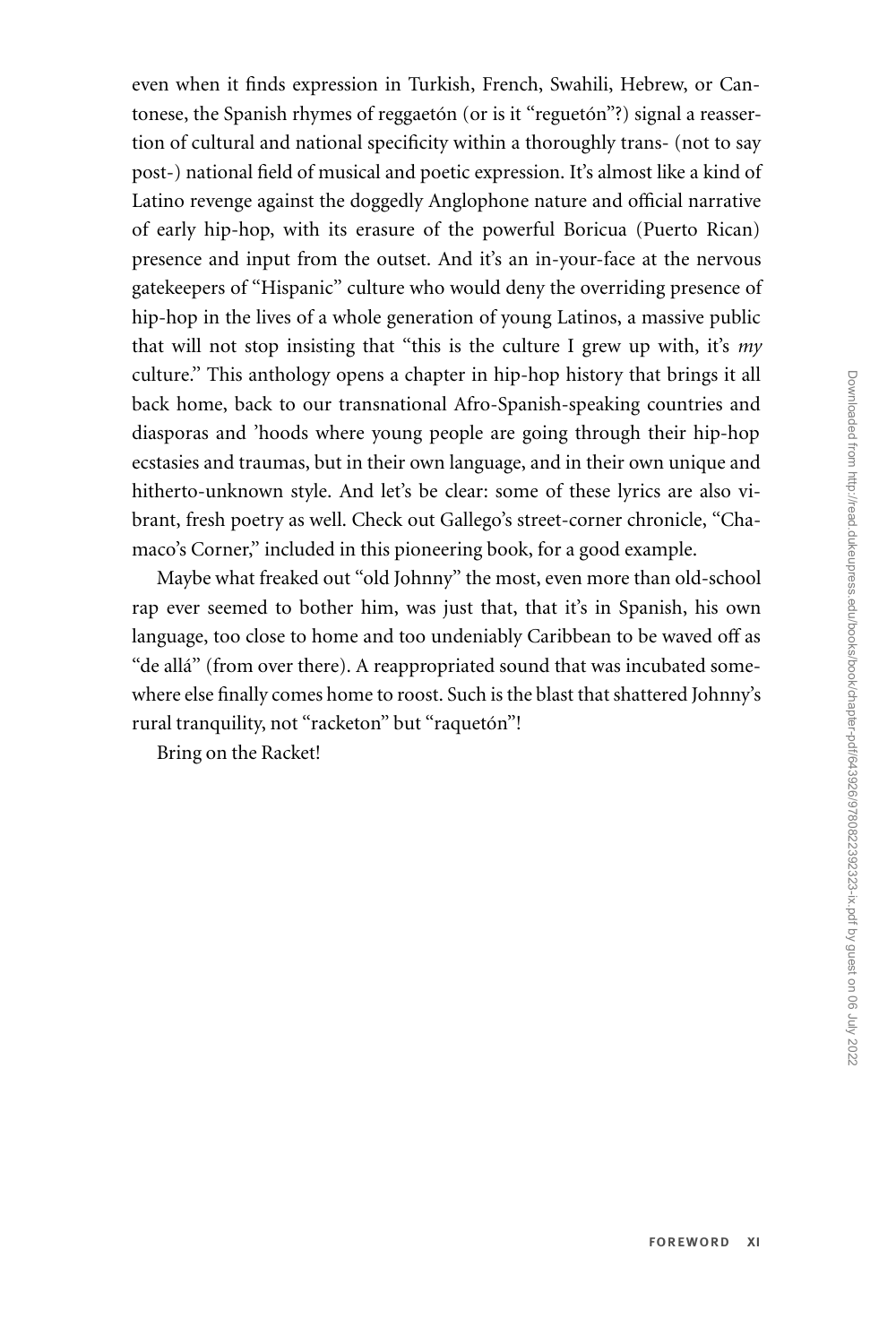even when it finds expression in Turkish, French, Swahili, Hebrew, or Cantonese, the Spanish rhymes of reggaetón (or is it "reguetón"?) signal a reassertion of cultural and national specificity within a thoroughly trans- (not to say post-) national field of musical and poetic expression. It's almost like a kind of Latino revenge against the doggedly Anglophone nature and official narrative of early hip-hop, with its erasure of the powerful Boricua (Puerto Rican) presence and input from the outset. And it's an in-your-face at the nervous gatekeepers of "Hispanic" culture who would deny the overriding presence of hip-hop in the lives of a whole generation of young Latinos, a massive public that will not stop insisting that "this is the culture I grew up with, it's *my* culture." This anthology opens a chapter in hip-hop history that brings it all back home, back to our transnational Afro-Spanish-speaking countries and diasporas and 'hoods where young people are going through their hip-hop ecstasies and traumas, but in their own language, and in their own unique and hitherto-unknown style. And let's be clear: some of these lyrics are also vibrant, fresh poetry as well. Check out Gallego's street-corner chronicle, "Chamaco's Corner," included in this pioneering book, for a good example.

Maybe what freaked out "old Johnny" the most, even more than old-school rap ever seemed to bother him, was just that, that it's in Spanish, his own language, too close to home and too undeniably Caribbean to be waved off as "de allá" (from over there). A reappropriated sound that was incubated somewhere else finally comes home to roost. Such is the blast that shattered Johnny's rural tranquility, not "racketon" but "raquetón"!

Bring on the Racket!